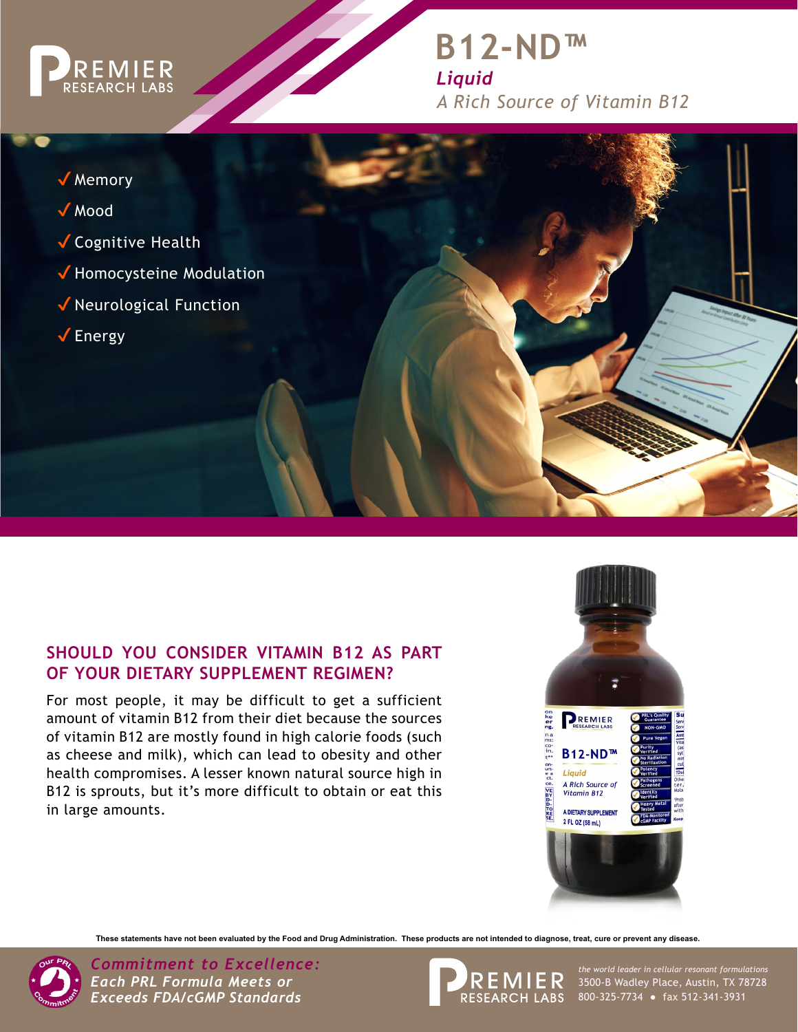PREMIER RESEARCH LABS

# B12-ND™

*Liquid*

*A Rich Source of Vitamin B12*

- ✓ Memory
- ✓ Mood
- ✓ Cognitive Health
- ✓ Homocysteine Modulation
- ✓ Neurological Function
- ✓ Energy

## SHOULD YOU CONSIDER VITAMIN B12 AS PART OF YOUR DIETARY SUPPLEMENT REGIMEN?

For most people, it may be difficult to get a sufficient amount of vitamin B12 from their diet because the sources of vitamin B12 are mostly found in high calorie foods (such as cheese and milk), which can lead to obesity and other health compromises. A lesser known natural source high in B12 is sprouts, but it's more difficult to obtain or eat this in large amounts.

**These statements have not been evaluated by the Food and Drug Administration. These products are not intended to diagnose, treat, cure or prevent any disease.**

***Commitment to Excellence:***
***Each PRL Formula Meets or Exceeds FDA/cGMP Standards***

PREMIER RESEARCH LABS

*the world leader in cellular resonant formulations*
3500-B Wadley Place, Austin, TX 78728
800-325-7734 • fax 512-341-3931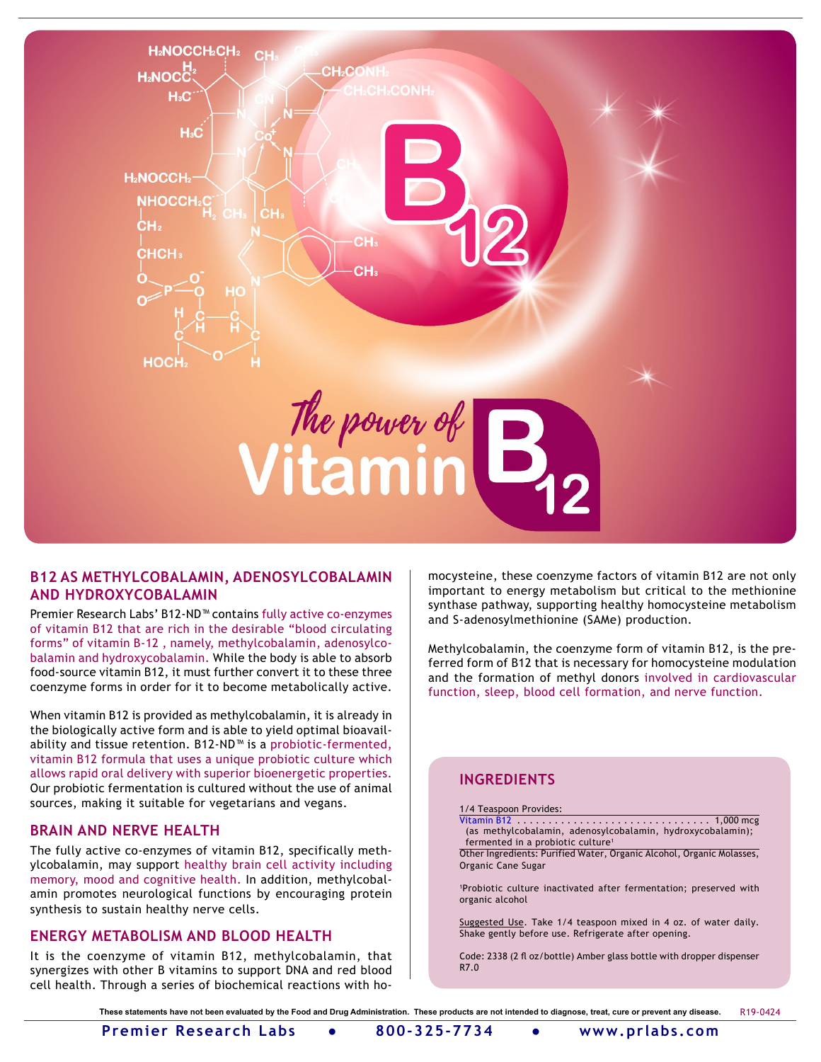The power of

# Vitamin B12

## B12 AS METHYLCOBALAMIN, ADENOSYLCOBALAMIN AND HYDROXYCOBALAMIN

Premier Research Labs' B12-ND™ contains fully active co-enzymes of vitamin B12 that are rich in the desirable "blood circulating forms" of vitamin B-12 , namely, methylcobalamin, adenosylcobalamin and hydroxycobalamin. While the body is able to absorb food-source vitamin B12, it must further convert it to these three coenzyme forms in order for it to become metabolically active.

When vitamin B12 is provided as methylcobalamin, it is already in the biologically active form and is able to yield optimal bioavailability and tissue retention. B12-ND™ is a probiotic-fermented, vitamin B12 formula that uses a unique probiotic culture which allows rapid oral delivery with superior bioenergetic properties. Our probiotic fermentation is cultured without the use of animal sources, making it suitable for vegetarians and vegans.

## BRAIN AND NERVE HEALTH

The fully active co-enzymes of vitamin B12, specifically methylcobalamin, may support healthy brain cell activity including memory, mood and cognitive health. In addition, methylcobalamin promotes neurological functions by encouraging protein synthesis to sustain healthy nerve cells.

## ENERGY METABOLISM AND BLOOD HEALTH

It is the coenzyme of vitamin B12, methylcobalamin, that synergizes with other B vitamins to support DNA and red blood cell health. Through a series of biochemical reactions with homocysteine, these coenzyme factors of vitamin B12 are not only important to energy metabolism but critical to the methionine synthase pathway, supporting healthy homocysteine metabolism and S-adenosylmethionine (SAMe) production.

Methylcobalamin, the coenzyme form of vitamin B12, is the preferred form of B12 that is necessary for homocysteine modulation and the formation of methyl donors involved in cardiovascular function, sleep, blood cell formation, and nerve function.

## INGREDIENTS

1/4 Teaspoon Provides:

Vitamin B12 .............................. 1,000 mcg
(as methylcobalamin, adenosylcobalamin, hydroxycobalamin); fermented in a probiotic culture[1]

Other Ingredients: Purified Water, Organic Alcohol, Organic Molasses, Organic Cane Sugar

[1]Probiotic culture inactivated after fermentation; preserved with organic alcohol

Suggested Use. Take 1/4 teaspoon mixed in 4 oz. of water daily. Shake gently before use. Refrigerate after opening.

Code: 2338 (2 fl oz/bottle) Amber glass bottle with dropper dispenser
R7.0

**These statements have not been evaluated by the Food and Drug Administration. These products are not intended to diagnose, treat, cure or prevent any disease.** R19-0424

**Premier Research Labs • 800-325-7734 • www.prlabs.com**